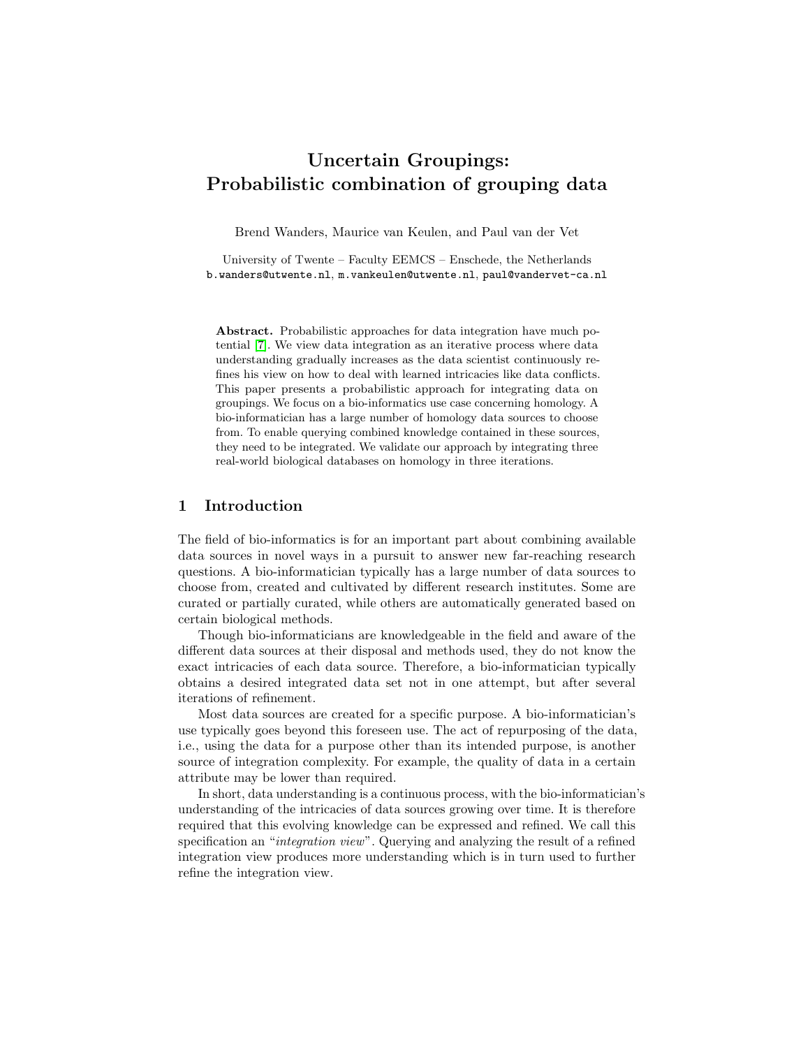# Uncertain Groupings: Probabilistic combination of grouping data

Brend Wanders, Maurice van Keulen, and Paul van der Vet

University of Twente – Faculty EEMCS – Enschede, the Netherlands
b.wanders@utwente.nl, m.vankeulen@utwente.nl, paul@vandervet-ca.nl

**Abstract.** Probabilistic approaches for data integration have much potential [7]. We view data integration as an iterative process where data understanding gradually increases as the data scientist continuously refines his view on how to deal with learned intricacies like data conflicts. This paper presents a probabilistic approach for integrating data on groupings. We focus on a bio-informatics use case concerning homology. A bio-informatician has a large number of homology data sources to choose from. To enable querying combined knowledge contained in these sources, they need to be integrated. We validate our approach by integrating three real-world biological databases on homology in three iterations.

## 1 Introduction

The field of bio-informatics is for an important part about combining available data sources in novel ways in a pursuit to answer new far-reaching research questions. A bio-informatician typically has a large number of data sources to choose from, created and cultivated by different research institutes. Some are curated or partially curated, while others are automatically generated based on certain biological methods.

Though bio-informaticians are knowledgeable in the field and aware of the different data sources at their disposal and methods used, they do not know the exact intricacies of each data source. Therefore, a bio-informatician typically obtains a desired integrated data set not in one attempt, but after several iterations of refinement.

Most data sources are created for a specific purpose. A bio-informatician's use typically goes beyond this foreseen use. The act of repurposing of the data, i.e., using the data for a purpose other than its intended purpose, is another source of integration complexity. For example, the quality of data in a certain attribute may be lower than required.

In short, data understanding is a continuous process, with the bio-informatician's understanding of the intricacies of data sources growing over time. It is therefore required that this evolving knowledge can be expressed and refined. We call this specification an "*integration view*". Querying and analyzing the result of a refined integration view produces more understanding which is in turn used to further refine the integration view.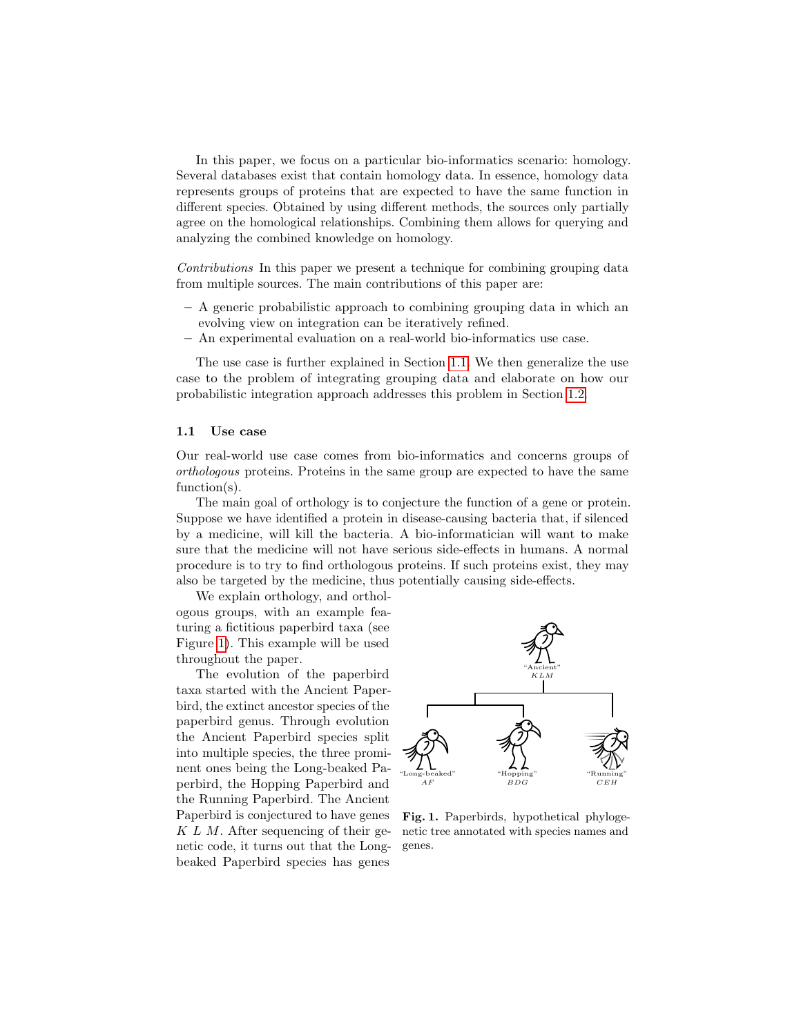In this paper, we focus on a particular bio-informatics scenario: homology. Several databases exist that contain homology data. In essence, homology data represents groups of proteins that are expected to have the same function in different species. Obtained by using different methods, the sources only partially agree on the homological relationships. Combining them allows for querying and analyzing the combined knowledge on homology.

*Contributions* In this paper we present a technique for combining grouping data from multiple sources. The main contributions of this paper are:

- A generic probabilistic approach to combining grouping data in which an evolving view on integration can be iteratively refined.
- An experimental evaluation on a real-world bio-informatics use case.

The use case is further explained in Section 1.1. We then generalize the use case to the problem of integrating grouping data and elaborate on how our probabilistic integration approach addresses this problem in Section 1.2.

### 1.1 Use case

Our real-world use case comes from bio-informatics and concerns groups of *orthologous* proteins. Proteins in the same group are expected to have the same function(s).

The main goal of orthology is to conjecture the function of a gene or protein. Suppose we have identified a protein in disease-causing bacteria that, if silenced by a medicine, will kill the bacteria. A bio-informatician will want to make sure that the medicine will not have serious side-effects in humans. A normal procedure is to try to find orthologous proteins. If such proteins exist, they may also be targeted by the medicine, thus potentially causing side-effects.

We explain orthology, and orthologous groups, with an example featuring a fictitious paperbird taxa (see Figure 1). This example will be used throughout the paper.

The evolution of the paperbird taxa started with the Ancient Paperbird, the extinct ancestor species of the paperbird genus. Through evolution the Ancient Paperbird species split into multiple species, the three prominent ones being the Long-beaked Paperbird, the Hopping Paperbird and the Running Paperbird. The Ancient Paperbird is conjectured to have genes $K$ $L$ $M$. After sequencing of their genetic code, it turns out that the Long-beaked Paperbird species has genes

"Ancient" $KLM$

"Long-beaked" $AF$ — "Hopping" $BDG$ — "Running" $CEH$

**Fig. 1.** Paperbirds, hypothetical phylogenetic tree annotated with species names and genes.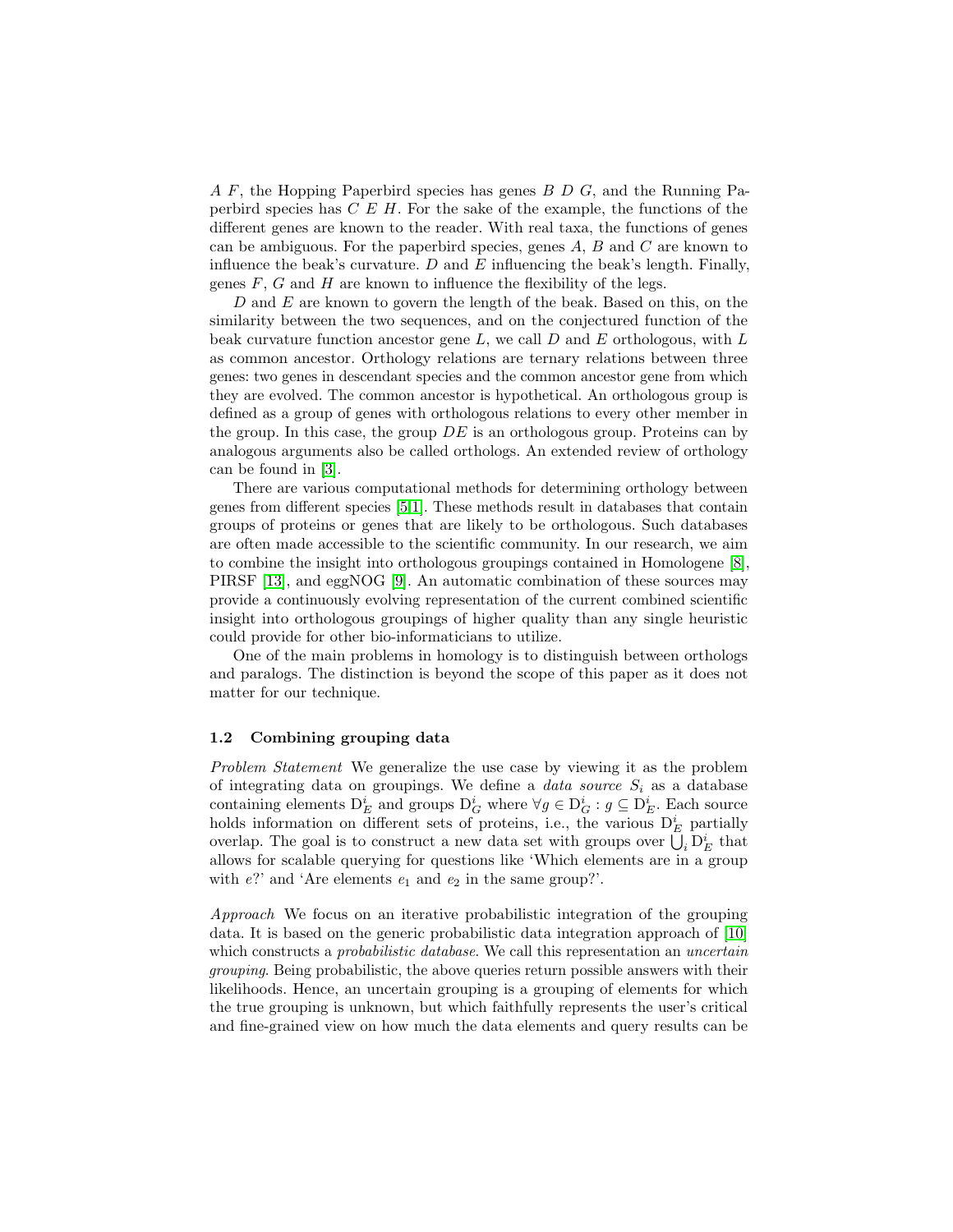$A$ $F$, the Hopping Paperbird species has genes $B$ $D$ $G$, and the Running Paperbird species has $C$ $E$ $H$. For the sake of the example, the functions of the different genes are known to the reader. With real taxa, the functions of genes can be ambiguous. For the paperbird species, genes $A$, $B$ and $C$ are known to influence the beak's curvature. $D$ and $E$ influencing the beak's length. Finally, genes $F$, $G$ and $H$ are known to influence the flexibility of the legs.

$D$ and $E$ are known to govern the length of the beak. Based on this, on the similarity between the two sequences, and on the conjectured function of the beak curvature function ancestor gene $L$, we call $D$ and $E$ orthologous, with $L$ as common ancestor. Orthology relations are ternary relations between three genes: two genes in descendant species and the common ancestor gene from which they are evolved. The common ancestor is hypothetical. An orthologous group is defined as a group of genes with orthologous relations to every other member in the group. In this case, the group $DE$ is an orthologous group. Proteins can by analogous arguments also be called orthologs. An extended review of orthology can be found in [3].

There are various computational methods for determining orthology between genes from different species [5,1]. These methods result in databases that contain groups of proteins or genes that are likely to be orthologous. Such databases are often made accessible to the scientific community. In our research, we aim to combine the insight into orthologous groupings contained in Homologene [8], PIRSF [13], and eggNOG [9]. An automatic combination of these sources may provide a continuously evolving representation of the current combined scientific insight into orthologous groupings of higher quality than any single heuristic could provide for other bio-informaticians to utilize.

One of the main problems in homology is to distinguish between orthologs and paralogs. The distinction is beyond the scope of this paper as it does not matter for our technique.

### 1.2 Combining grouping data

*Problem Statement* We generalize the use case by viewing it as the problem of integrating data on groupings. We define a *data source* $S_i$ as a database containing elements $\mathrm{D}^i_E$ and groups $\mathrm{D}^i_G$ where $\forall g \in \mathrm{D}^i_G : g \subseteq \mathrm{D}^i_E$. Each source holds information on different sets of proteins, i.e., the various $\mathrm{D}^i_E$ partially overlap. The goal is to construct a new data set with groups over $\bigcup_i \mathrm{D}^i_E$ that allows for scalable querying for questions like 'Which elements are in a group with $e$?' and 'Are elements $e_1$ and $e_2$ in the same group?'.

*Approach* We focus on an iterative probabilistic integration of the grouping data. It is based on the generic probabilistic data integration approach of [10] which constructs a *probabilistic database*. We call this representation an *uncertain grouping*. Being probabilistic, the above queries return possible answers with their likelihoods. Hence, an uncertain grouping is a grouping of elements for which the true grouping is unknown, but which faithfully represents the user's critical and fine-grained view on how much the data elements and query results can be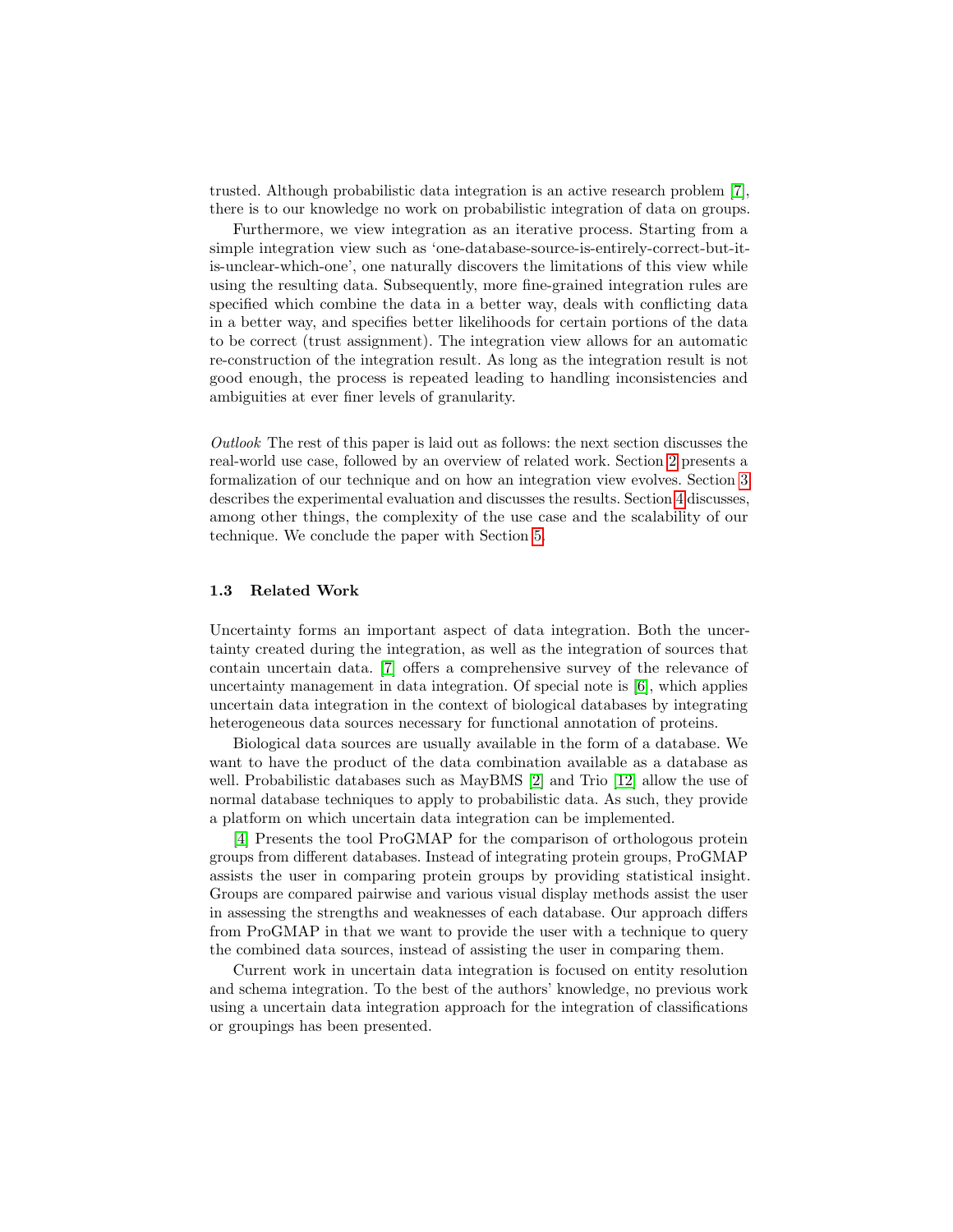trusted. Although probabilistic data integration is an active research problem [7], there is to our knowledge no work on probabilistic integration of data on groups.

Furthermore, we view integration as an iterative process. Starting from a simple integration view such as 'one-database-source-is-entirely-correct-but-it-is-unclear-which-one', one naturally discovers the limitations of this view while using the resulting data. Subsequently, more fine-grained integration rules are specified which combine the data in a better way, deals with conflicting data in a better way, and specifies better likelihoods for certain portions of the data to be correct (trust assignment). The integration view allows for an automatic re-construction of the integration result. As long as the integration result is not good enough, the process is repeated leading to handling inconsistencies and ambiguities at ever finer levels of granularity.

*Outlook* The rest of this paper is laid out as follows: the next section discusses the real-world use case, followed by an overview of related work. Section 2 presents a formalization of our technique and on how an integration view evolves. Section 3 describes the experimental evaluation and discusses the results. Section 4 discusses, among other things, the complexity of the use case and the scalability of our technique. We conclude the paper with Section 5.

### 1.3 Related Work

Uncertainty forms an important aspect of data integration. Both the uncertainty created during the integration, as well as the integration of sources that contain uncertain data. [7] offers a comprehensive survey of the relevance of uncertainty management in data integration. Of special note is [6], which applies uncertain data integration in the context of biological databases by integrating heterogeneous data sources necessary for functional annotation of proteins.

Biological data sources are usually available in the form of a database. We want to have the product of the data combination available as a database as well. Probabilistic databases such as MayBMS [2] and Trio [12] allow the use of normal database techniques to apply to probabilistic data. As such, they provide a platform on which uncertain data integration can be implemented.

[4] Presents the tool ProGMAP for the comparison of orthologous protein groups from different databases. Instead of integrating protein groups, ProGMAP assists the user in comparing protein groups by providing statistical insight. Groups are compared pairwise and various visual display methods assist the user in assessing the strengths and weaknesses of each database. Our approach differs from ProGMAP in that we want to provide the user with a technique to query the combined data sources, instead of assisting the user in comparing them.

Current work in uncertain data integration is focused on entity resolution and schema integration. To the best of the authors' knowledge, no previous work using a uncertain data integration approach for the integration of classifications or groupings has been presented.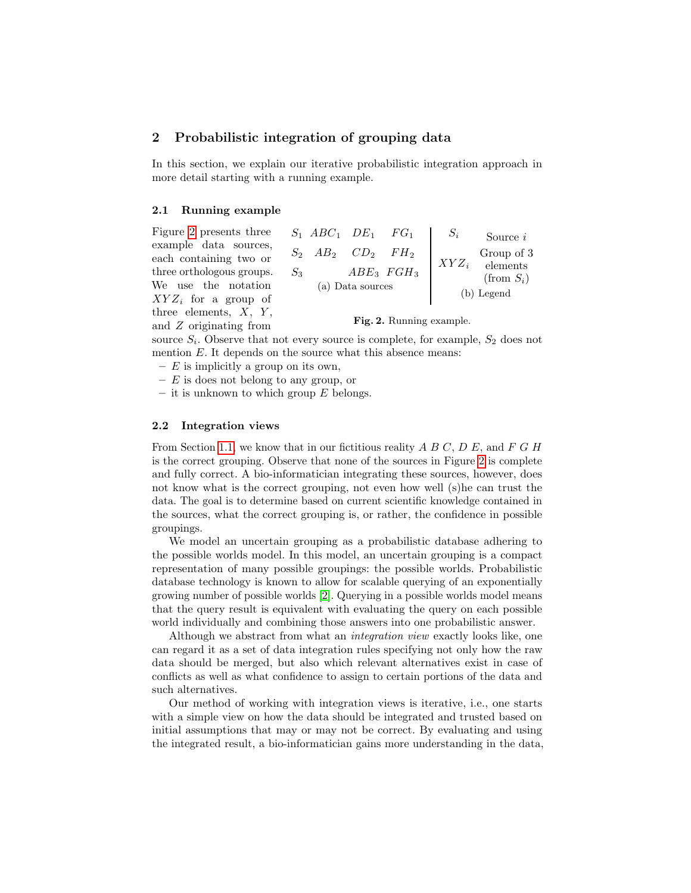## 2 Probabilistic integration of grouping data

In this section, we explain our iterative probabilistic integration approach in more detail starting with a running example.

### 2.1 Running example

Figure 2 presents three example data sources, each containing two or three orthologous groups. We use the notation $XYZ_i$ for a group of three elements, $X$, $Y$, and $Z$ originating from source $S_i$. Observe that not every source is complete, for example, $S_2$ does not mention $E$. It depends on the source what this absence means:

| | | | |
|---|---|---|---|
| $S_1$ | $ABC_1$ | $DE_1$ | $FG_1$ |
| $S_2$ | $AB_2$ | $CD_2$ | $FH_2$ |
| $S_3$ | | $ABE_3$ | $FGH_3$ |

(a) Data sources

| | |
|---|---|
| $S_i$ | Source $i$ |
| $XYZ_i$ | Group of 3 elements (from $S_i$) |

(b) Legend

**Fig. 2.** Running example.

- $E$ is implicitly a group on its own,
- $E$ is does not belong to any group, or
- it is unknown to which group $E$ belongs.

### 2.2 Integration views

From Section 1.1, we know that in our fictitious reality $A$ $B$ $C$, $D$ $E$, and $F$ $G$ $H$ is the correct grouping. Observe that none of the sources in Figure 2 is complete and fully correct. A bio-informatician integrating these sources, however, does not know what is the correct grouping, not even how well (s)he can trust the data. The goal is to determine based on current scientific knowledge contained in the sources, what the correct grouping is, or rather, the confidence in possible groupings.

We model an uncertain grouping as a probabilistic database adhering to the possible worlds model. In this model, an uncertain grouping is a compact representation of many possible groupings: the possible worlds. Probabilistic database technology is known to allow for scalable querying of an exponentially growing number of possible worlds [2]. Querying in a possible worlds model means that the query result is equivalent with evaluating the query on each possible world individually and combining those answers into one probabilistic answer.

Although we abstract from what an *integration view* exactly looks like, one can regard it as a set of data integration rules specifying not only how the raw data should be merged, but also which relevant alternatives exist in case of conflicts as well as what confidence to assign to certain portions of the data and such alternatives.

Our method of working with integration views is iterative, i.e., one starts with a simple view on how the data should be integrated and trusted based on initial assumptions that may or may not be correct. By evaluating and using the integrated result, a bio-informatician gains more understanding in the data,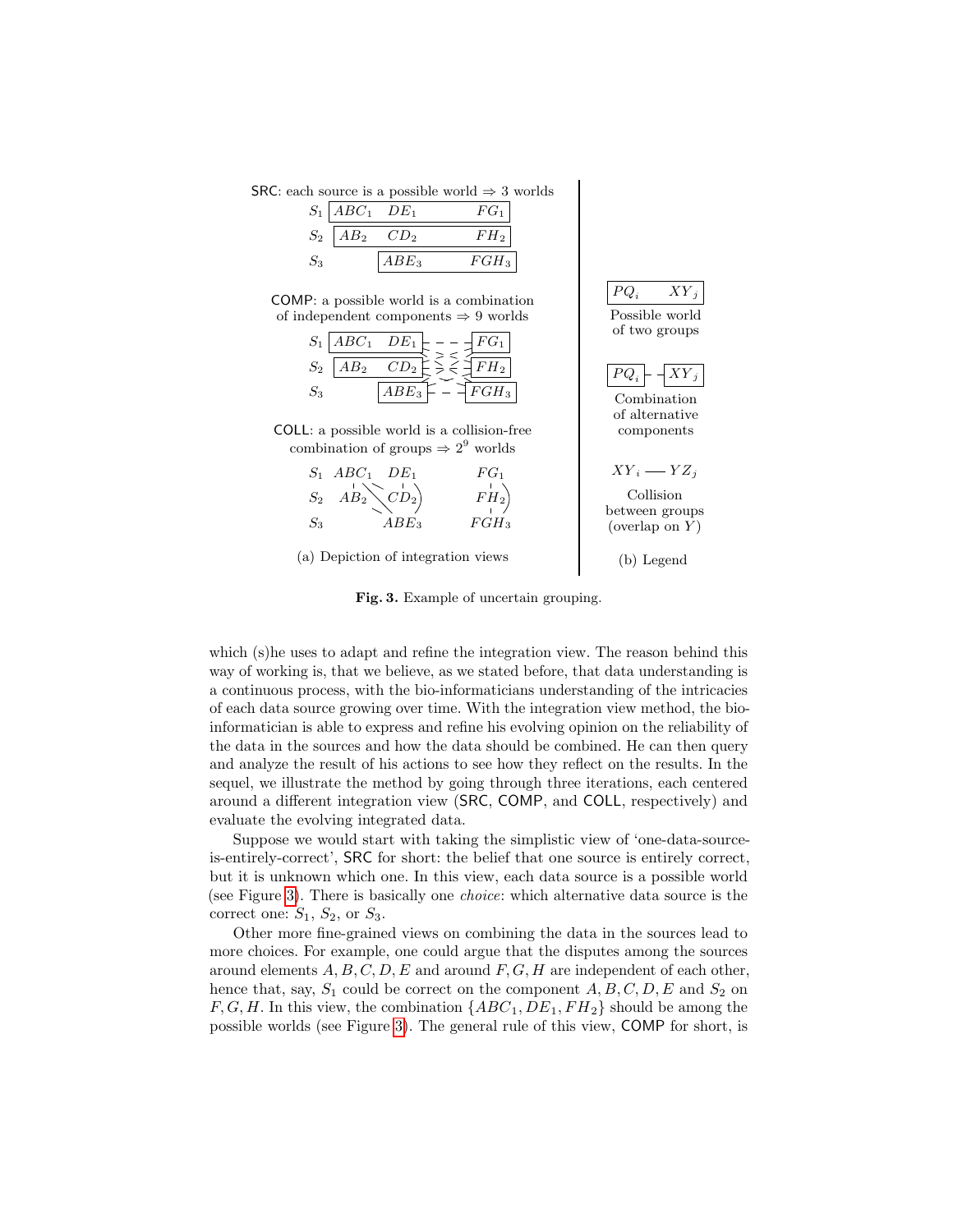SRC: each source is a possible world ⇒ 3 worlds

$S_1$ $ABC_1$ $DE_1$ $FG_1$

$S_2$ $AB_2$ $CD_2$ $FH_2$

$S_3$ $ABE_3$ $FGH_3$

COMP: a possible world is a combination of independent components ⇒ 9 worlds

$S_1$ $ABC_1$ $DE_1$ $FG_1$

$S_2$ $AB_2$ $CD_2$ $FH_2$

$S_3$ $ABE_3$ $FGH_3$

COLL: a possible world is a collision-free combination of groups ⇒ $2^9$ worlds

$S_1$ $ABC_1$ $DE_1$ $FG_1$

$S_2$ $AB_2$ $CD_2$ $FH_2$

$S_3$ $ABE_3$ $FGH_3$

(a) Depiction of integration views

$PQ_i$ $XY_j$ Possible world of two groups

$PQ_i$ - - $XY_j$ Combination of alternative components

$XY_i$ — $YZ_j$ Collision between groups (overlap on $Y$)

(b) Legend

**Fig. 3.** Example of uncertain grouping.

which (s)he uses to adapt and refine the integration view. The reason behind this way of working is, that we believe, as we stated before, that data understanding is a continuous process, with the bio-informaticians understanding of the intricacies of each data source growing over time. With the integration view method, the bio-informatician is able to express and refine his evolving opinion on the reliability of the data in the sources and how the data should be combined. He can then query and analyze the result of his actions to see how they reflect on the results. In the sequel, we illustrate the method by going through three iterations, each centered around a different integration view (SRC, COMP, and COLL, respectively) and evaluate the evolving integrated data.

Suppose we would start with taking the simplistic view of 'one-data-source-is-entirely-correct', SRC for short: the belief that one source is entirely correct, but it is unknown which one. In this view, each data source is a possible world (see Figure 3). There is basically one *choice*: which alternative data source is the correct one: $S_1$, $S_2$, or $S_3$.

Other more fine-grained views on combining the data in the sources lead to more choices. For example, one could argue that the disputes among the sources around elements $A, B, C, D, E$ and around $F, G, H$ are independent of each other, hence that, say, $S_1$ could be correct on the component $A, B, C, D, E$ and $S_2$ on $F, G, H$. In this view, the combination $\{ABC_1, DE_1, FH_2\}$ should be among the possible worlds (see Figure 3). The general rule of this view, COMP for short, is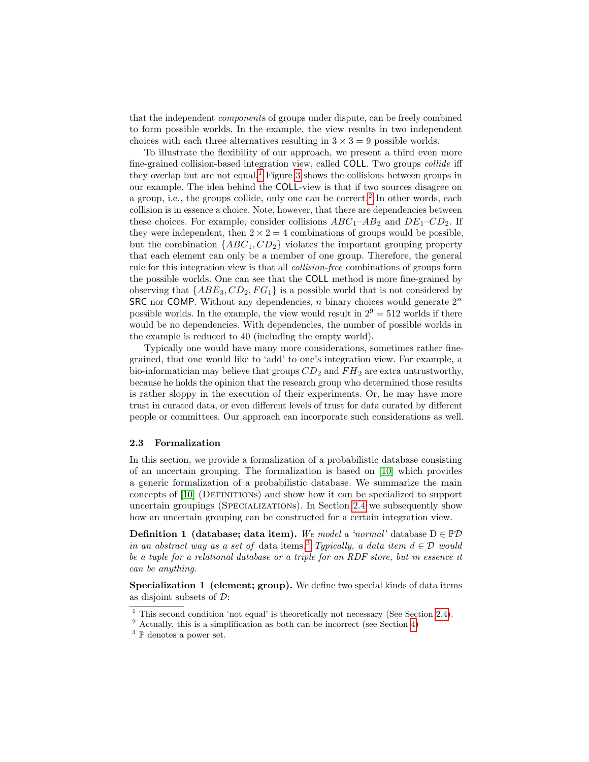that the independent *components* of groups under dispute, can be freely combined to form possible worlds. In the example, the view results in two independent choices with each three alternatives resulting in $3 \times 3 = 9$ possible worlds.

To illustrate the flexibility of our approach, we present a third even more fine-grained collision-based integration view, called COLL. Two groups *collide* iff they overlap but are not equal.[1] Figure 3 shows the collisions between groups in our example. The idea behind the COLL-view is that if two sources disagree on a group, i.e., the groups collide, only one can be correct.[2] In other words, each collision is in essence a choice. Note, however, that there are dependencies between these choices. For example, consider collisions $ABC_1$–$AB_2$ and $DE_1$–$CD_2$. If they were independent, then $2 \times 2 = 4$ combinations of groups would be possible, but the combination $\{ABC_1, CD_2\}$ violates the important grouping property that each element can only be a member of one group. Therefore, the general rule for this integration view is that all *collision-free* combinations of groups form the possible worlds. One can see that the COLL method is more fine-grained by observing that $\{ABE_3, CD_2, FG_1\}$ is a possible world that is not considered by SRC nor COMP. Without any dependencies, $n$ binary choices would generate $2^n$ possible worlds. In the example, the view would result in $2^9 = 512$ worlds if there would be no dependencies. With dependencies, the number of possible worlds in the example is reduced to 40 (including the empty world).

Typically one would have many more considerations, sometimes rather fine-grained, that one would like to 'add' to one's integration view. For example, a bio-informatician may believe that groups $CD_2$ and $FH_2$ are extra untrustworthy, because he holds the opinion that the research group who determined those results is rather sloppy in the execution of their experiments. Or, he may have more trust in curated data, or even different levels of trust for data curated by different people or committees. Our approach can incorporate such considerations as well.

### 2.3 Formalization

In this section, we provide a formalization of a probabilistic database consisting of an uncertain grouping. The formalization is based on [10] which provides a generic formalization of a probabilistic database. We summarize the main concepts of [10] (Definitions) and show how it can be specialized to support uncertain groupings (Specializations). In Section 2.4 we subsequently show how an uncertain grouping can be constructed for a certain integration view.

**Definition 1 (database; data item).** *We model a 'normal'* database $\mathrm{D} \in \mathbb{P}\mathcal{D}$ *in an abstract way as a set of* data items.[3] *Typically, a data item* $d \in \mathcal{D}$ *would be a tuple for a relational database or a triple for an RDF store, but in essence it can be anything.*

**Specialization 1 (element; group).** We define two special kinds of data items as disjoint subsets of $\mathcal{D}$:

[1] This second condition 'not equal' is theoretically not necessary (See Section 2.4).

[2] Actually, this is a simplification as both can be incorrect (see Section 4)

[3] $\mathbb{P}$ denotes a power set.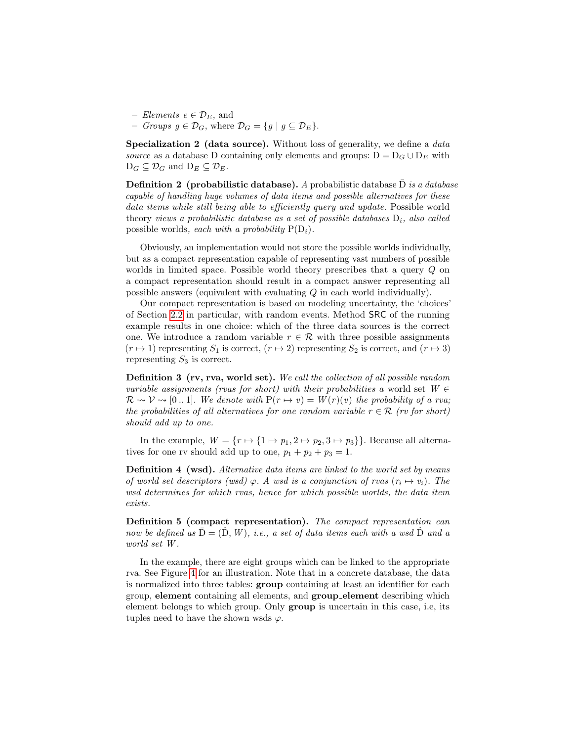- *Elements* $e \in \mathcal{D}_E$, and
- *Groups* $g \in \mathcal{D}_G$, where $\mathcal{D}_G = \{g \mid g \subseteq \mathcal{D}_E\}$.

**Specialization 2 (data source).** Without loss of generality, we define a *data source* as a database $\mathrm{D}$ containing only elements and groups: $\mathrm{D} = \mathrm{D}_G \cup \mathrm{D}_E$ with $\mathrm{D}_G \subseteq \mathcal{D}_G$ and $\mathrm{D}_E \subseteq \mathcal{D}_E$.

**Definition 2 (probabilistic database).** *A* probabilistic database $\bar{\mathrm{D}}$ *is a database capable of handling huge volumes of data items and possible alternatives for these data items while still being able to efficiently query and update.* Possible world theory *views a probabilistic database as a set of possible databases* $\mathrm{D}_i$*, also called* possible worlds*, each with a probability* $\mathrm{P}(\mathrm{D}_i)$*.*

Obviously, an implementation would not store the possible worlds individually, but as a compact representation capable of representing vast numbers of possible worlds in limited space. Possible world theory prescribes that a query $Q$ on a compact representation should result in a compact answer representing all possible answers (equivalent with evaluating $Q$ in each world individually).

Our compact representation is based on modeling uncertainty, the 'choices' of Section 2.2 in particular, with random events. Method SRC of the running example results in one choice: which of the three data sources is the correct one. We introduce a random variable $r \in \mathcal{R}$ with three possible assignments $(r \mapsto 1)$ representing $S_1$ is correct, $(r \mapsto 2)$ representing $S_2$ is correct, and $(r \mapsto 3)$ representing $S_3$ is correct.

**Definition 3 (rv, rva, world set).** *We call the collection of all possible random variable assignments (rvas for short) with their probabilities a* world set $W \in \mathcal{R} \rightsquigarrow \mathcal{V} \rightsquigarrow [0\,..\,1]$*. We denote with* $\mathrm{P}(r \mapsto v) = W(r)(v)$ *the probability of a rva; the probabilities of all alternatives for one random variable* $r \in \mathcal{R}$ *(rv for short) should add up to one.*

In the example, $W = \{r \mapsto \{1 \mapsto p_1, 2 \mapsto p_2, 3 \mapsto p_3\}\}$. Because all alternatives for one rv should add up to one, $p_1 + p_2 + p_3 = 1$.

**Definition 4 (wsd).** *Alternative data items are linked to the world set by means of world set descriptors (wsd)* $\varphi$*. A wsd is a conjunction of rvas* $(r_i \mapsto v_i)$*. The wsd determines for which rvas, hence for which possible worlds, the data item exists.*

**Definition 5 (compact representation).** *The compact representation can now be defined as* $\bar{\mathrm{D}} = (\dot{\mathrm{D}}, W)$*, i.e., a set of data items each with a wsd* $\dot{\mathrm{D}}$ *and a world set* $W$*.*

In the example, there are eight groups which can be linked to the appropriate rva. See Figure 4 for an illustration. Note that in a concrete database, the data is normalized into three tables: **group** containing at least an identifier for each group, **element** containing all elements, and **group_element** describing which element belongs to which group. Only **group** is uncertain in this case, i.e, its tuples need to have the shown wsds $\varphi$.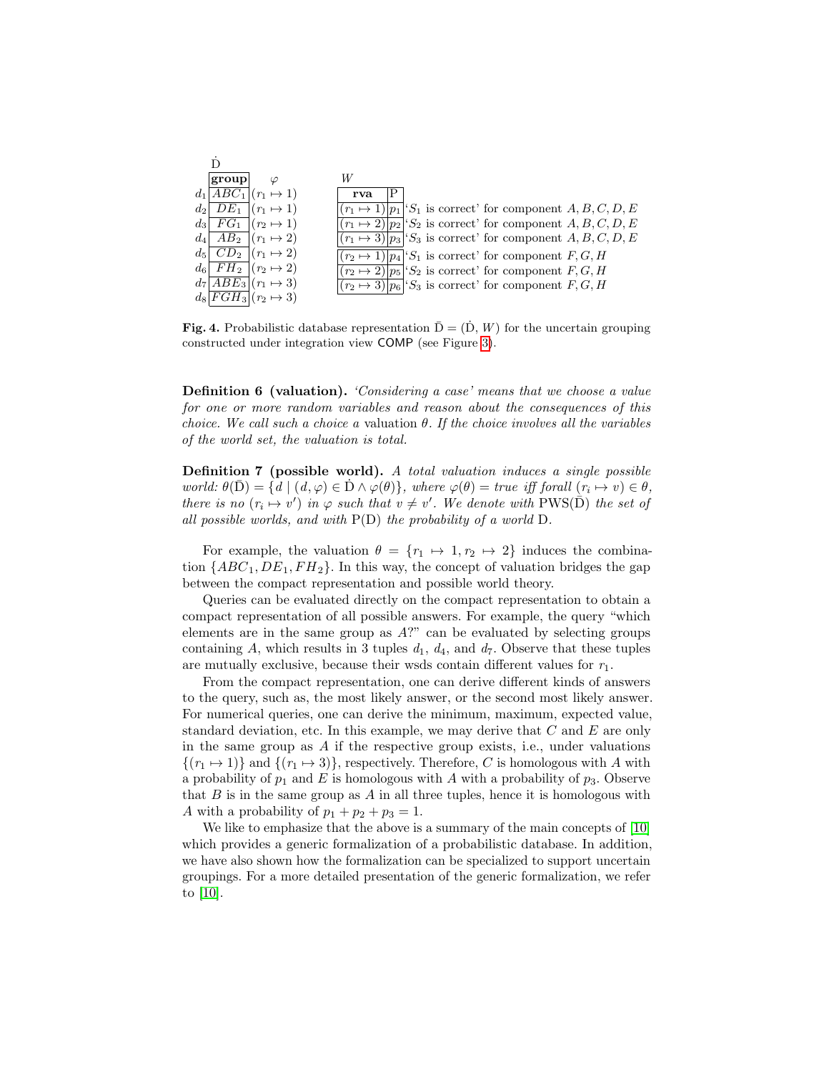$\dot{\mathrm{D}}$

| | group | $\varphi$ |
|---|---|---|
| $d_1$ | $ABC_1$ | $(r_1 \mapsto 1)$ |
| $d_2$ | $DE_1$ | $(r_1 \mapsto 1)$ |
| $d_3$ | $FG_1$ | $(r_2 \mapsto 1)$ |
| $d_4$ | $AB_2$ | $(r_1 \mapsto 2)$ |
| $d_5$ | $CD_2$ | $(r_1 \mapsto 2)$ |
| $d_6$ | $FH_2$ | $(r_2 \mapsto 2)$ |
| $d_7$ | $ABE_3$ | $(r_1 \mapsto 3)$ |
| $d_8$ | $FGH_3$ | $(r_2 \mapsto 3)$ |

$W$

| rva | P | |
|---|---|---|
| $(r_1 \mapsto 1)$ | $p_1$ | '$S_1$ is correct' for component $A, B, C, D, E$ |
| $(r_1 \mapsto 2)$ | $p_2$ | '$S_2$ is correct' for component $A, B, C, D, E$ |
| $(r_1 \mapsto 3)$ | $p_3$ | '$S_3$ is correct' for component $A, B, C, D, E$ |
| $(r_2 \mapsto 1)$ | $p_4$ | '$S_1$ is correct' for component $F, G, H$ |
| $(r_2 \mapsto 2)$ | $p_5$ | '$S_2$ is correct' for component $F, G, H$ |
| $(r_2 \mapsto 3)$ | $p_6$ | '$S_3$ is correct' for component $F, G, H$ |

**Fig. 4.** Probabilistic database representation $\bar{\mathrm{D}} = (\dot{\mathrm{D}}, W)$ for the uncertain grouping constructed under integration view COMP (see Figure 3).

**Definition 6 (valuation).** *'Considering a case' means that we choose a value for one or more random variables and reason about the consequences of this choice. We call such a choice a* valuation $\theta$. *If the choice involves all the variables of the world set, the valuation is total.*

**Definition 7 (possible world).** *A total valuation induces a single possible world:* $\theta(\bar{\mathrm{D}}) = \{d \mid (d, \varphi) \in \dot{\mathrm{D}} \wedge \varphi(\theta)\}$, *where* $\varphi(\theta) = true$ *iff forall* $(r_i \mapsto v) \in \theta$, *there is no* $(r_i \mapsto v')$ *in* $\varphi$ *such that* $v \neq v'$. *We denote with* $\mathrm{PWS}(\bar{\mathrm{D}})$ *the set of all possible worlds, and with* $\mathrm{P}(\mathrm{D})$ *the probability of a world* $\mathrm{D}$.

For example, the valuation $\theta = \{r_1 \mapsto 1, r_2 \mapsto 2\}$ induces the combination $\{ABC_1, DE_1, FH_2\}$. In this way, the concept of valuation bridges the gap between the compact representation and possible world theory.

Queries can be evaluated directly on the compact representation to obtain a compact representation of all possible answers. For example, the query "which elements are in the same group as $A$?" can be evaluated by selecting groups containing $A$, which results in 3 tuples $d_1$, $d_4$, and $d_7$. Observe that these tuples are mutually exclusive, because their wsds contain different values for $r_1$.

From the compact representation, one can derive different kinds of answers to the query, such as, the most likely answer, or the second most likely answer. For numerical queries, one can derive the minimum, maximum, expected value, standard deviation, etc. In this example, we may derive that $C$ and $E$ are only in the same group as $A$ if the respective group exists, i.e., under valuations $\{(r_1 \mapsto 1)\}$ and $\{(r_1 \mapsto 3)\}$, respectively. Therefore, $C$ is homologous with $A$ with a probability of $p_1$ and $E$ is homologous with $A$ with a probability of $p_3$. Observe that $B$ is in the same group as $A$ in all three tuples, hence it is homologous with $A$ with a probability of $p_1 + p_2 + p_3 = 1$.

We like to emphasize that the above is a summary of the main concepts of [10] which provides a generic formalization of a probabilistic database. In addition, we have also shown how the formalization can be specialized to support uncertain groupings. For a more detailed presentation of the generic formalization, we refer to [10].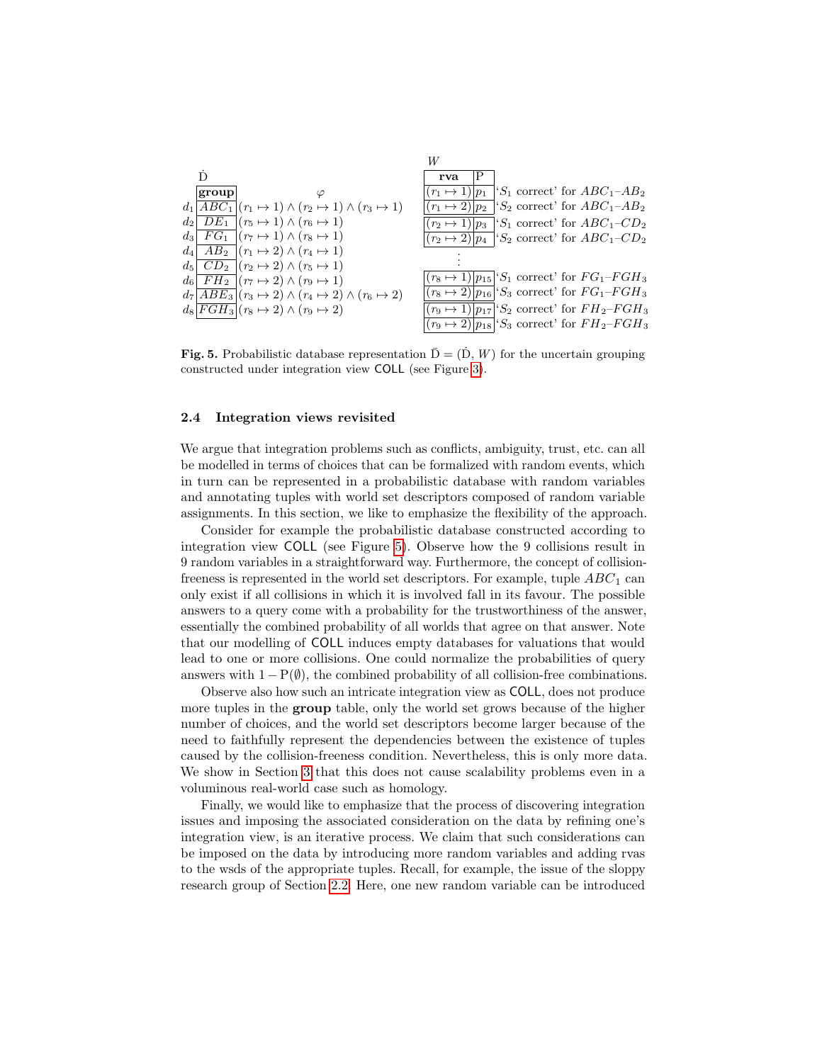$\dot{\text{D}}$

| | group | $\varphi$ |
|---|---|---|
| $d_1$ | $ABC_1$ | $(r_1 \mapsto 1) \wedge (r_2 \mapsto 1) \wedge (r_3 \mapsto 1)$ |
| $d_2$ | $DE_1$ | $(r_5 \mapsto 1) \wedge (r_6 \mapsto 1)$ |
| $d_3$ | $FG_1$ | $(r_7 \mapsto 1) \wedge (r_8 \mapsto 1)$ |
| $d_4$ | $AB_2$ | $(r_1 \mapsto 2) \wedge (r_4 \mapsto 1)$ |
| $d_5$ | $CD_2$ | $(r_2 \mapsto 2) \wedge (r_5 \mapsto 1)$ |
| $d_6$ | $FH_2$ | $(r_7 \mapsto 2) \wedge (r_9 \mapsto 1)$ |
| $d_7$ | $ABE_3$ | $(r_3 \mapsto 2) \wedge (r_4 \mapsto 2) \wedge (r_6 \mapsto 2)$ |
| $d_8$ | $FGH_3$ | $(r_8 \mapsto 2) \wedge (r_9 \mapsto 2)$ |

$W$

| rva | P | |
|---|---|---|
| $(r_1 \mapsto 1)$ | $p_1$ | '$S_1$ correct' for $ABC_1$–$AB_2$ |
| $(r_1 \mapsto 2)$ | $p_2$ | '$S_2$ correct' for $ABC_1$–$AB_2$ |
| $(r_2 \mapsto 1)$ | $p_3$ | '$S_1$ correct' for $ABC_1$–$CD_2$ |
| $(r_2 \mapsto 2)$ | $p_4$ | '$S_2$ correct' for $ABC_1$–$CD_2$ |
| ⋮ | | |
| $(r_8 \mapsto 1)$ | $p_{15}$ | '$S_1$ correct' for $FG_1$–$FGH_3$ |
| $(r_8 \mapsto 2)$ | $p_{16}$ | '$S_3$ correct' for $FG_1$–$FGH_3$ |
| $(r_9 \mapsto 1)$ | $p_{17}$ | '$S_2$ correct' for $FH_2$–$FGH_3$ |
| $(r_9 \mapsto 2)$ | $p_{18}$ | '$S_3$ correct' for $FH_2$–$FGH_3$ |

**Fig. 5.** Probabilistic database representation $\bar{\text{D}} = (\dot{\text{D}}, W)$ for the uncertain grouping constructed under integration view COLL (see Figure 3).

### 2.4 Integration views revisited

We argue that integration problems such as conflicts, ambiguity, trust, etc. can all be modelled in terms of choices that can be formalized with random events, which in turn can be represented in a probabilistic database with random variables and annotating tuples with world set descriptors composed of random variable assignments. In this section, we like to emphasize the flexibility of the approach.

Consider for example the probabilistic database constructed according to integration view COLL (see Figure 5). Observe how the 9 collisions result in 9 random variables in a straightforward way. Furthermore, the concept of collision-freeness is represented in the world set descriptors. For example, tuple $ABC_1$ can only exist if all collisions in which it is involved fall in its favour. The possible answers to a query come with a probability for the trustworthiness of the answer, essentially the combined probability of all worlds that agree on that answer. Note that our modelling of COLL induces empty databases for valuations that would lead to one or more collisions. One could normalize the probabilities of query answers with $1 - \text{P}(\emptyset)$, the combined probability of all collision-free combinations.

Observe also how such an intricate integration view as COLL, does not produce more tuples in the **group** table, only the world set grows because of the higher number of choices, and the world set descriptors become larger because of the need to faithfully represent the dependencies between the existence of tuples caused by the collision-freeness condition. Nevertheless, this is only more data. We show in Section 3 that this does not cause scalability problems even in a voluminous real-world case such as homology.

Finally, we would like to emphasize that the process of discovering integration issues and imposing the associated consideration on the data by refining one's integration view, is an iterative process. We claim that such considerations can be imposed on the data by introducing more random variables and adding rvas to the wsds of the appropriate tuples. Recall, for example, the issue of the sloppy research group of Section 2.2. Here, one new random variable can be introduced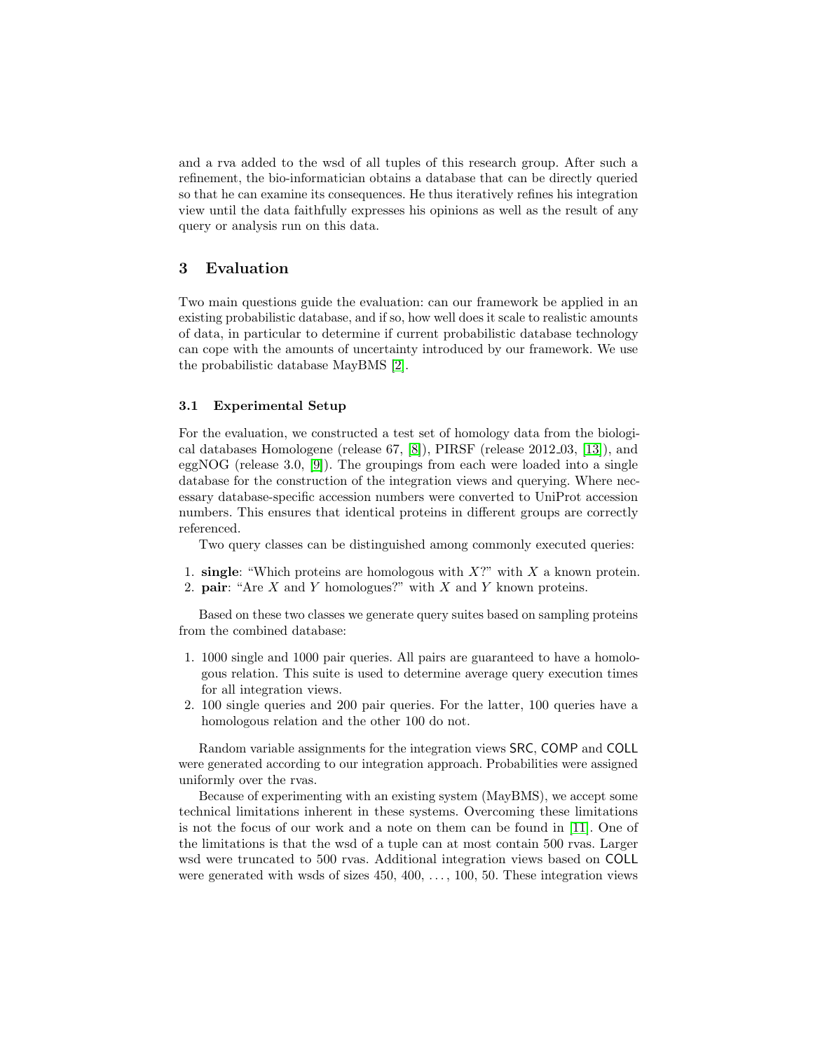and a rva added to the wsd of all tuples of this research group. After such a refinement, the bio-informatician obtains a database that can be directly queried so that he can examine its consequences. He thus iteratively refines his integration view until the data faithfully expresses his opinions as well as the result of any query or analysis run on this data.

## 3 Evaluation

Two main questions guide the evaluation: can our framework be applied in an existing probabilistic database, and if so, how well does it scale to realistic amounts of data, in particular to determine if current probabilistic database technology can cope with the amounts of uncertainty introduced by our framework. We use the probabilistic database MayBMS [2].

### 3.1 Experimental Setup

For the evaluation, we constructed a test set of homology data from the biological databases Homologene (release 67, [8]), PIRSF (release 2012_03, [13]), and eggNOG (release 3.0, [9]). The groupings from each were loaded into a single database for the construction of the integration views and querying. Where necessary database-specific accession numbers were converted to UniProt accession numbers. This ensures that identical proteins in different groups are correctly referenced.

Two query classes can be distinguished among commonly executed queries:

1. **single**: "Which proteins are homologous with $X$?" with $X$ a known protein.
2. **pair**: "Are $X$ and $Y$ homologues?" with $X$ and $Y$ known proteins.

Based on these two classes we generate query suites based on sampling proteins from the combined database:

1. 1000 single and 1000 pair queries. All pairs are guaranteed to have a homologous relation. This suite is used to determine average query execution times for all integration views.
2. 100 single queries and 200 pair queries. For the latter, 100 queries have a homologous relation and the other 100 do not.

Random variable assignments for the integration views SRC, COMP and COLL were generated according to our integration approach. Probabilities were assigned uniformly over the rvas.

Because of experimenting with an existing system (MayBMS), we accept some technical limitations inherent in these systems. Overcoming these limitations is not the focus of our work and a note on them can be found in [11]. One of the limitations is that the wsd of a tuple can at most contain 500 rvas. Larger wsd were truncated to 500 rvas. Additional integration views based on COLL were generated with wsds of sizes 450, 400, ..., 100, 50. These integration views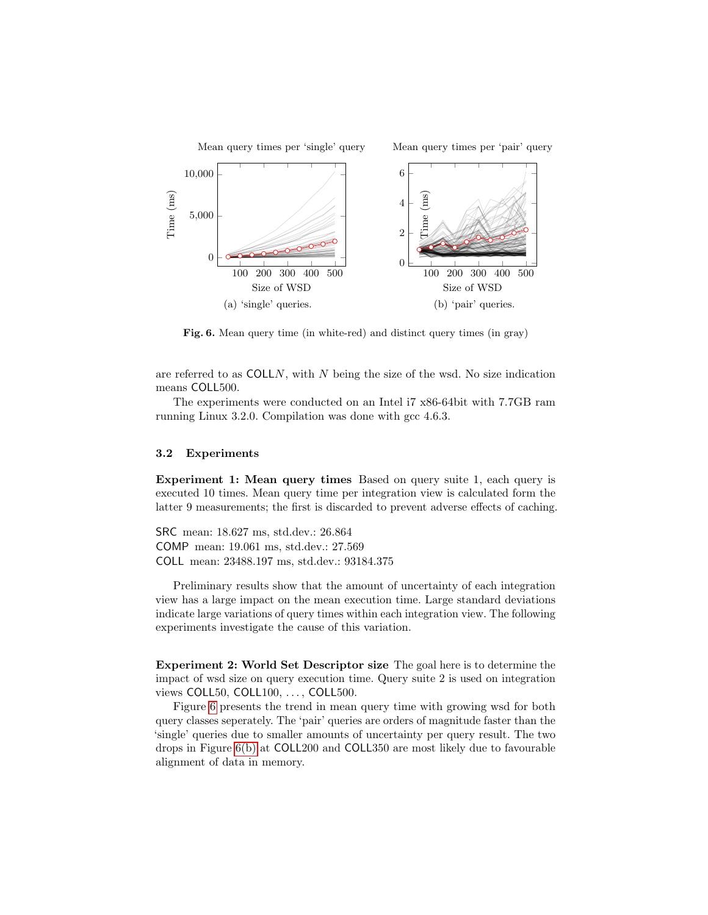Mean query times per 'single' query

Mean query times per 'pair' query

(a) 'single' queries.

(b) 'pair' queries.

**Fig. 6.** Mean query time (in white-red) and distinct query times (in gray)

are referred to as COLL$N$, with $N$ being the size of the wsd. No size indication means COLL500.

The experiments were conducted on an Intel i7 x86-64bit with 7.7GB ram running Linux 3.2.0. Compilation was done with gcc 4.6.3.

### 3.2 Experiments

**Experiment 1: Mean query times** Based on query suite 1, each query is executed 10 times. Mean query time per integration view is calculated form the latter 9 measurements; the first is discarded to prevent adverse effects of caching.

SRC mean: 18.627 ms, std.dev.: 26.864
COMP mean: 19.061 ms, std.dev.: 27.569
COLL mean: 23488.197 ms, std.dev.: 93184.375

Preliminary results show that the amount of uncertainty of each integration view has a large impact on the mean execution time. Large standard deviations indicate large variations of query times within each integration view. The following experiments investigate the cause of this variation.

**Experiment 2: World Set Descriptor size** The goal here is to determine the impact of wsd size on query execution time. Query suite 2 is used on integration views COLL50, COLL100, . . . , COLL500.

Figure 6 presents the trend in mean query time with growing wsd for both query classes seperately. The 'pair' queries are orders of magnitude faster than the 'single' queries due to smaller amounts of uncertainty per query result. The two drops in Figure 6(b) at COLL200 and COLL350 are most likely due to favourable alignment of data in memory.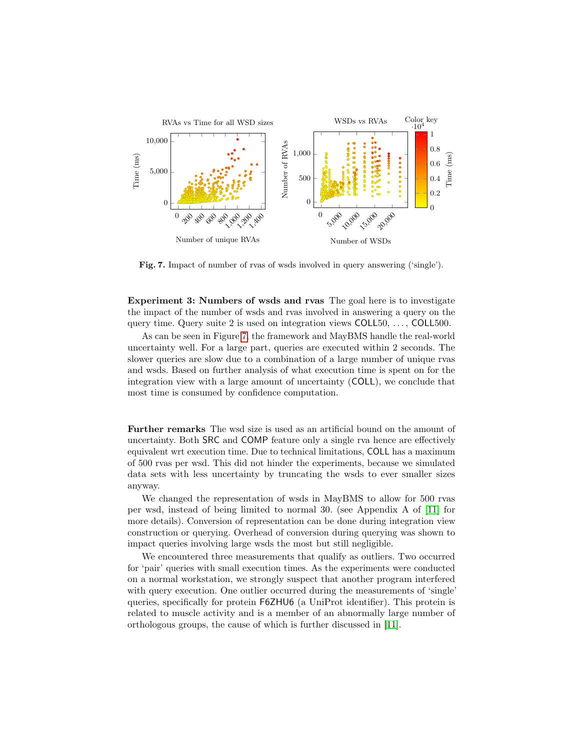**Fig. 7.** Impact of number of rvas of wsds involved in query answering ('single').

**Experiment 3: Numbers of wsds and rvas** The goal here is to investigate the impact of the number of wsds and rvas involved in answering a query on the query time. Query suite 2 is used on integration views COLL50, ..., COLL500.

As can be seen in Figure 7, the framework and MayBMS handle the real-world uncertainty well. For a large part, queries are executed within 2 seconds. The slower queries are slow due to a combination of a large number of unique rvas and wsds. Based on further analysis of what execution time is spent on for the integration view with a large amount of uncertainty (COLL), we conclude that most time is consumed by confidence computation.

**Further remarks** The wsd size is used as an artificial bound on the amount of uncertainty. Both SRC and COMP feature only a single rva hence are effectively equivalent wrt execution time. Due to technical limitations, COLL has a maximum of 500 rvas per wsd. This did not hinder the experiments, because we simulated data sets with less uncertainty by truncating the wsds to ever smaller sizes anyway.

We changed the representation of wsds in MayBMS to allow for 500 rvas per wsd, instead of being limited to normal 30. (see Appendix A of [11] for more details). Conversion of representation can be done during integration view construction or querying. Overhead of conversion during querying was shown to impact queries involving large wsds the most but still negligible.

We encountered three measurements that qualify as outliers. Two occurred for 'pair' queries with small execution times. As the experiments were conducted on a normal workstation, we strongly suspect that another program interfered with query execution. One outlier occurred during the measurements of 'single' queries, specifically for protein F6ZHU6 (a UniProt identifier). This protein is related to muscle activity and is a member of an abnormally large number of orthologous groups, the cause of which is further discussed in [11].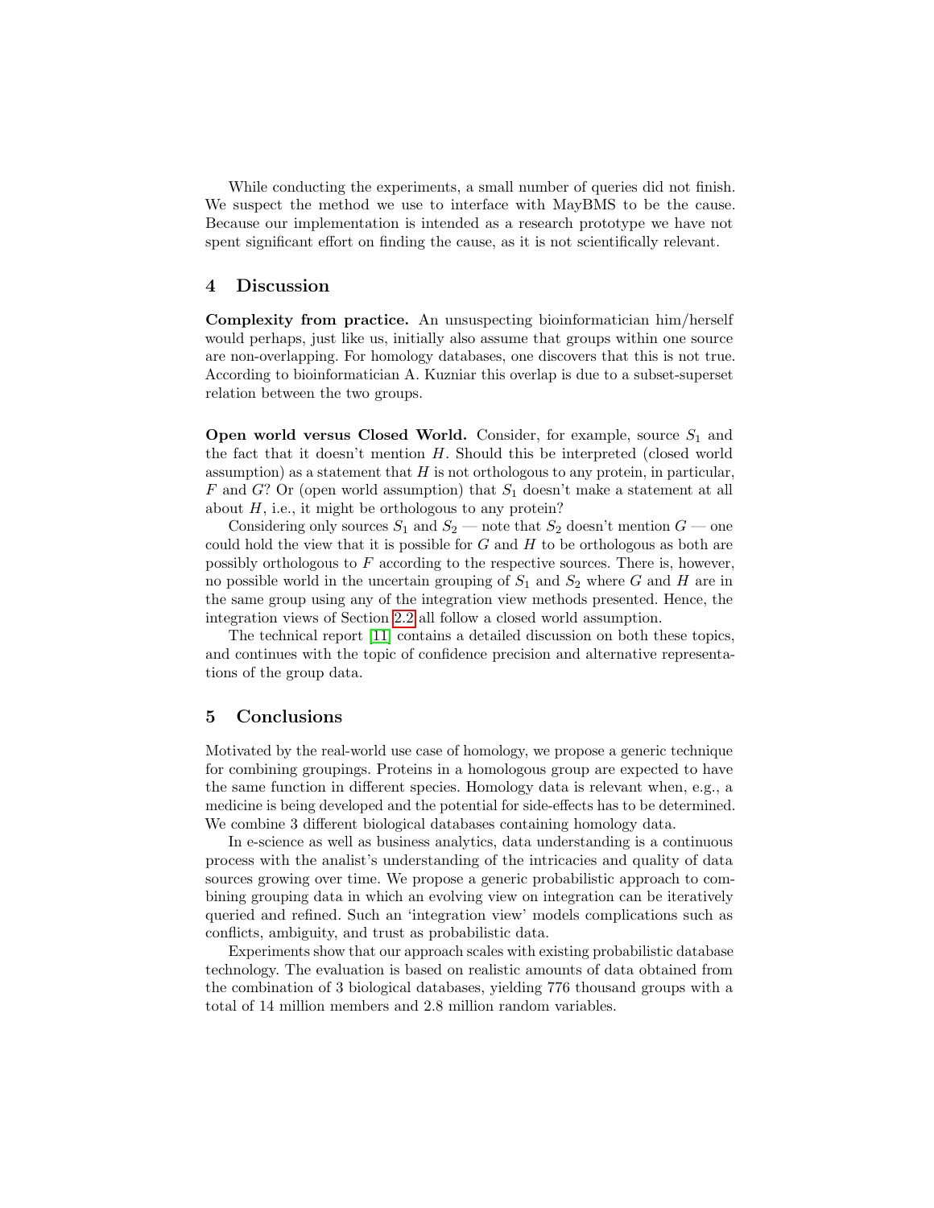While conducting the experiments, a small number of queries did not finish. We suspect the method we use to interface with MayBMS to be the cause. Because our implementation is intended as a research prototype we have not spent significant effort on finding the cause, as it is not scientifically relevant.

## 4 Discussion

**Complexity from practice.** An unsuspecting bioinformatician him/herself would perhaps, just like us, initially also assume that groups within one source are non-overlapping. For homology databases, one discovers that this is not true. According to bioinformatician A. Kuzniar this overlap is due to a subset-superset relation between the two groups.

**Open world versus Closed World.** Consider, for example, source $S_1$ and the fact that it doesn't mention $H$. Should this be interpreted (closed world assumption) as a statement that $H$ is not orthologous to any protein, in particular, $F$ and $G$? Or (open world assumption) that $S_1$ doesn't make a statement at all about $H$, i.e., it might be orthologous to any protein?

Considering only sources $S_1$ and $S_2$ — note that $S_2$ doesn't mention $G$ — one could hold the view that it is possible for $G$ and $H$ to be orthologous as both are possibly orthologous to $F$ according to the respective sources. There is, however, no possible world in the uncertain grouping of $S_1$ and $S_2$ where $G$ and $H$ are in the same group using any of the integration view methods presented. Hence, the integration views of Section 2.2 all follow a closed world assumption.

The technical report [11] contains a detailed discussion on both these topics, and continues with the topic of confidence precision and alternative representations of the group data.

## 5 Conclusions

Motivated by the real-world use case of homology, we propose a generic technique for combining groupings. Proteins in a homologous group are expected to have the same function in different species. Homology data is relevant when, e.g., a medicine is being developed and the potential for side-effects has to be determined. We combine 3 different biological databases containing homology data.

In e-science as well as business analytics, data understanding is a continuous process with the analist's understanding of the intricacies and quality of data sources growing over time. We propose a generic probabilistic approach to combining grouping data in which an evolving view on integration can be iteratively queried and refined. Such an 'integration view' models complications such as conflicts, ambiguity, and trust as probabilistic data.

Experiments show that our approach scales with existing probabilistic database technology. The evaluation is based on realistic amounts of data obtained from the combination of 3 biological databases, yielding 776 thousand groups with a total of 14 million members and 2.8 million random variables.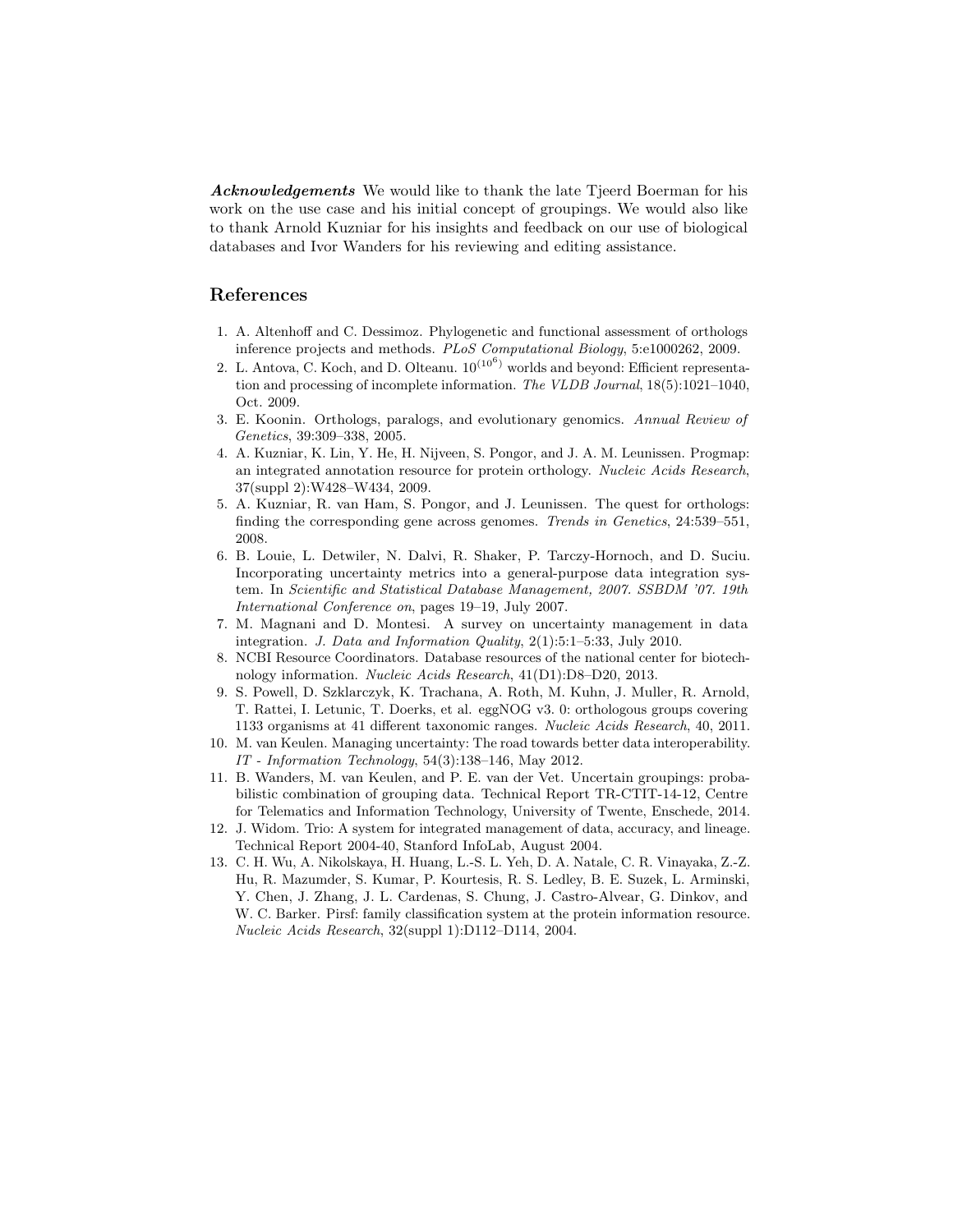***Acknowledgements*** We would like to thank the late Tjeerd Boerman for his work on the use case and his initial concept of groupings. We would also like to thank Arnold Kuzniar for his insights and feedback on our use of biological databases and Ivor Wanders for his reviewing and editing assistance.

## References

1. A. Altenhoff and C. Dessimoz. Phylogenetic and functional assessment of orthologs inference projects and methods. *PLoS Computational Biology*, 5:e1000262, 2009.
2. L. Antova, C. Koch, and D. Olteanu. $10^{(10^6)}$ worlds and beyond: Efficient representation and processing of incomplete information. *The VLDB Journal*, 18(5):1021–1040, Oct. 2009.
3. E. Koonin. Orthologs, paralogs, and evolutionary genomics. *Annual Review of Genetics*, 39:309–338, 2005.
4. A. Kuzniar, K. Lin, Y. He, H. Nijveen, S. Pongor, and J. A. M. Leunissen. Progmap: an integrated annotation resource for protein orthology. *Nucleic Acids Research*, 37(suppl 2):W428–W434, 2009.
5. A. Kuzniar, R. van Ham, S. Pongor, and J. Leunissen. The quest for orthologs: finding the corresponding gene across genomes. *Trends in Genetics*, 24:539–551, 2008.
6. B. Louie, L. Detwiler, N. Dalvi, R. Shaker, P. Tarczy-Hornoch, and D. Suciu. Incorporating uncertainty metrics into a general-purpose data integration system. In *Scientific and Statistical Database Management, 2007. SSBDM '07. 19th International Conference on*, pages 19–19, July 2007.
7. M. Magnani and D. Montesi. A survey on uncertainty management in data integration. *J. Data and Information Quality*, 2(1):5:1–5:33, July 2010.
8. NCBI Resource Coordinators. Database resources of the national center for biotechnology information. *Nucleic Acids Research*, 41(D1):D8–D20, 2013.
9. S. Powell, D. Szklarczyk, K. Trachana, A. Roth, M. Kuhn, J. Muller, R. Arnold, T. Rattei, I. Letunic, T. Doerks, et al. eggNOG v3. 0: orthologous groups covering 1133 organisms at 41 different taxonomic ranges. *Nucleic Acids Research*, 40, 2011.
10. M. van Keulen. Managing uncertainty: The road towards better data interoperability. *IT - Information Technology*, 54(3):138–146, May 2012.
11. B. Wanders, M. van Keulen, and P. E. van der Vet. Uncertain groupings: probabilistic combination of grouping data. Technical Report TR-CTIT-14-12, Centre for Telematics and Information Technology, University of Twente, Enschede, 2014.
12. J. Widom. Trio: A system for integrated management of data, accuracy, and lineage. Technical Report 2004-40, Stanford InfoLab, August 2004.
13. C. H. Wu, A. Nikolskaya, H. Huang, L.-S. L. Yeh, D. A. Natale, C. R. Vinayaka, Z.-Z. Hu, R. Mazumder, S. Kumar, P. Kourtesis, R. S. Ledley, B. E. Suzek, L. Arminski, Y. Chen, J. Zhang, J. L. Cardenas, S. Chung, J. Castro-Alvear, G. Dinkov, and W. C. Barker. Pirsf: family classification system at the protein information resource. *Nucleic Acids Research*, 32(suppl 1):D112–D114, 2004.